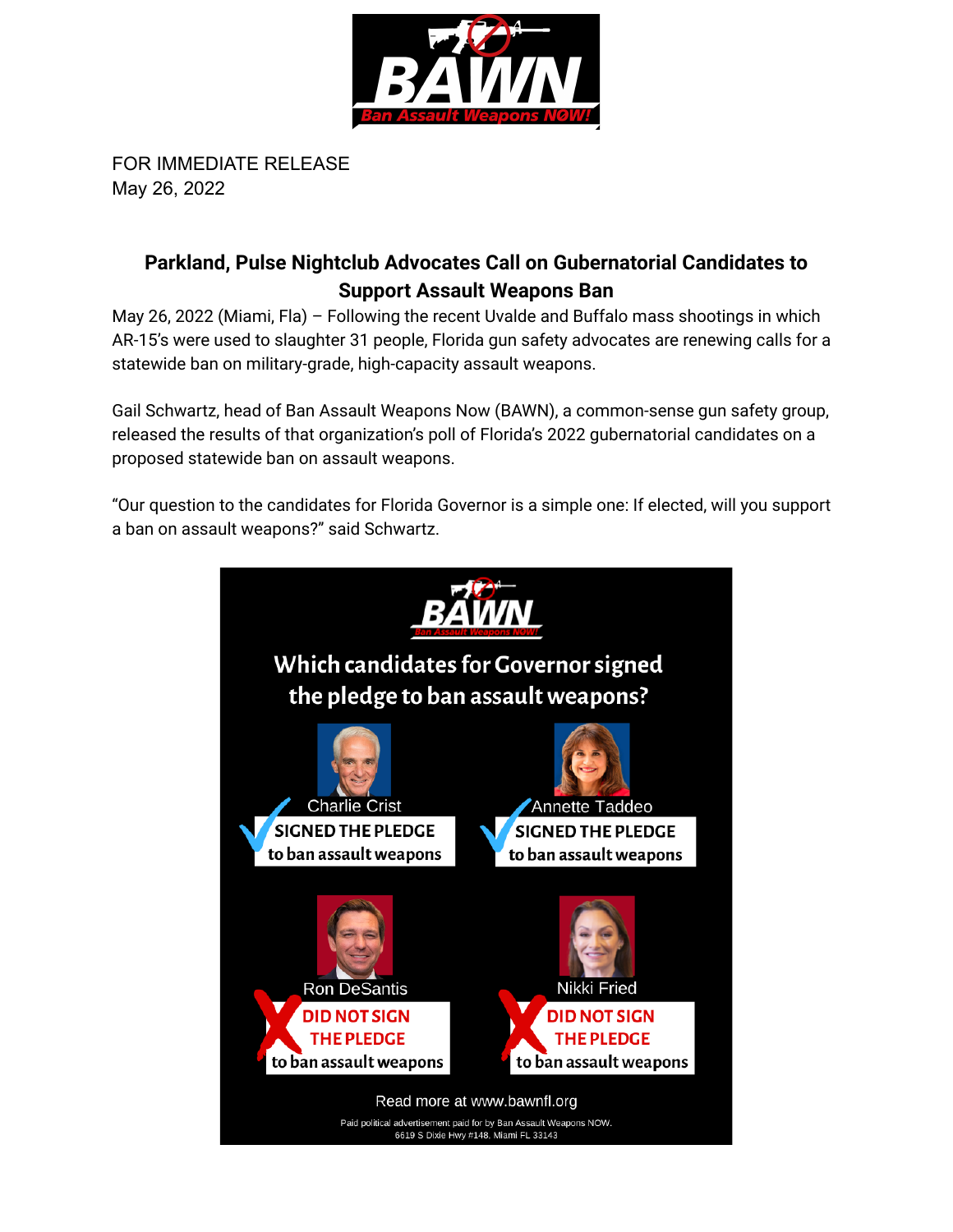FOR IMMEDIATE RELEASE
May 26, 2022

## Parkland, Pulse Nightclub Advocates Call on Gubernatorial Candidates to Support Assault Weapons Ban

May 26, 2022 (Miami, Fla) – Following the recent Uvalde and Buffalo mass shootings in which AR-15's were used to slaughter 31 people, Florida gun safety advocates are renewing calls for a statewide ban on military-grade, high-capacity assault weapons.

Gail Schwartz, head of Ban Assault Weapons Now (BAWN), a common-sense gun safety group, released the results of that organization's poll of Florida's 2022 gubernatorial candidates on a proposed statewide ban on assault weapons.

"Our question to the candidates for Florida Governor is a simple one: If elected, will you support a ban on assault weapons?" said Schwartz.

**Which candidates for Governor signed the pledge to ban assault weapons?**

- Charlie Crist — SIGNED THE PLEDGE to ban assault weapons
- Annette Taddeo — SIGNED THE PLEDGE to ban assault weapons
- Ron DeSantis — DID NOT SIGN THE PLEDGE to ban assault weapons
- Nikki Fried — DID NOT SIGN THE PLEDGE to ban assault weapons

Read more at www.bawnfl.org

Paid political advertisement paid for by Ban Assault Weapons NOW. 6619 S Dixie Hwy #148, Miami FL 33143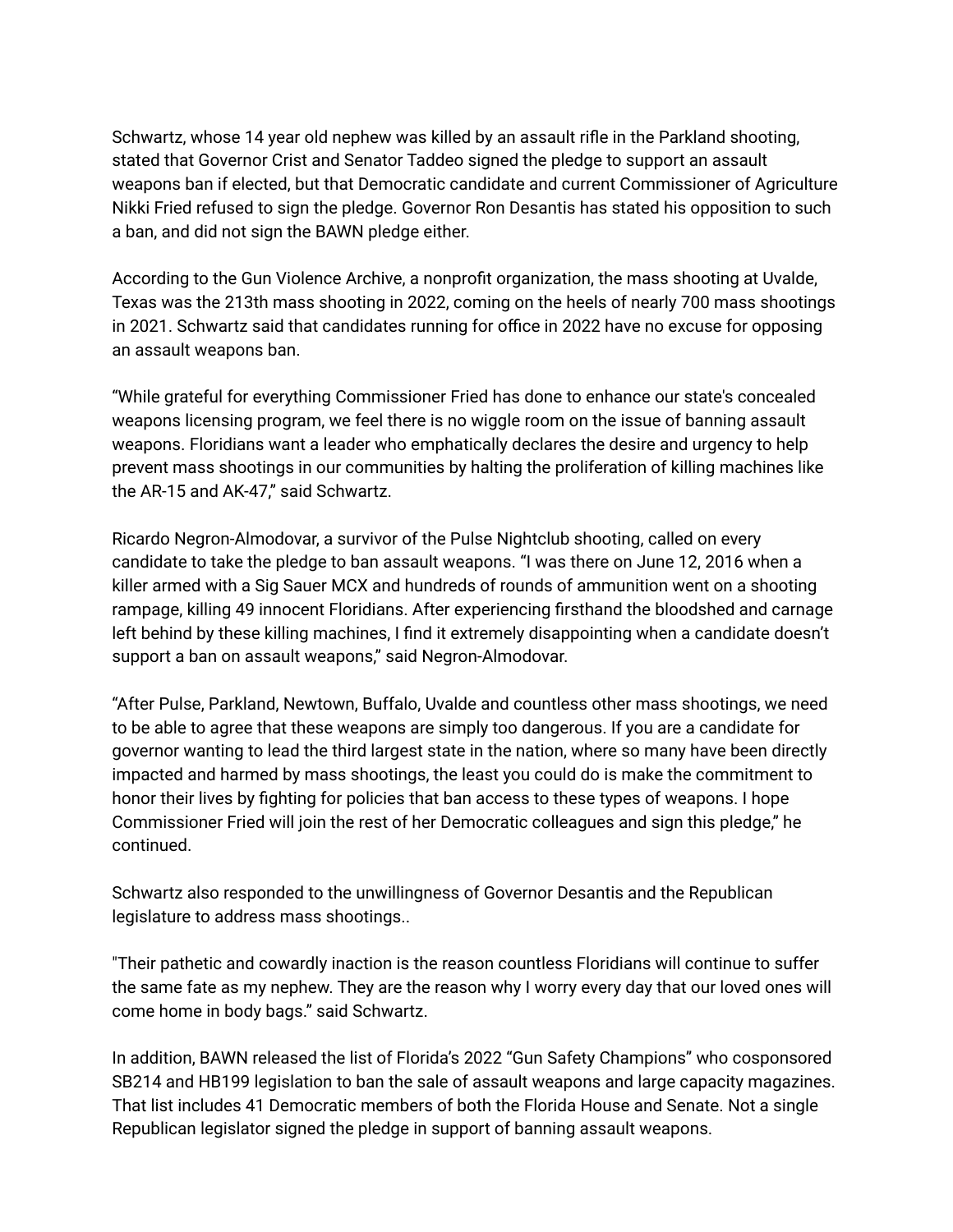Schwartz, whose 14 year old nephew was killed by an assault rifle in the Parkland shooting, stated that Governor Crist and Senator Taddeo signed the pledge to support an assault weapons ban if elected, but that Democratic candidate and current Commissioner of Agriculture Nikki Fried refused to sign the pledge. Governor Ron Desantis has stated his opposition to such a ban, and did not sign the BAWN pledge either.

According to the Gun Violence Archive, a nonprofit organization, the mass shooting at Uvalde, Texas was the 213th mass shooting in 2022, coming on the heels of nearly 700 mass shootings in 2021. Schwartz said that candidates running for office in 2022 have no excuse for opposing an assault weapons ban.

"While grateful for everything Commissioner Fried has done to enhance our state's concealed weapons licensing program, we feel there is no wiggle room on the issue of banning assault weapons. Floridians want a leader who emphatically declares the desire and urgency to help prevent mass shootings in our communities by halting the proliferation of killing machines like the AR-15 and AK-47," said Schwartz.

Ricardo Negron-Almodovar, a survivor of the Pulse Nightclub shooting, called on every candidate to take the pledge to ban assault weapons. "I was there on June 12, 2016 when a killer armed with a Sig Sauer MCX and hundreds of rounds of ammunition went on a shooting rampage, killing 49 innocent Floridians. After experiencing firsthand the bloodshed and carnage left behind by these killing machines, I find it extremely disappointing when a candidate doesn't support a ban on assault weapons," said Negron-Almodovar.

"After Pulse, Parkland, Newtown, Buffalo, Uvalde and countless other mass shootings, we need to be able to agree that these weapons are simply too dangerous. If you are a candidate for governor wanting to lead the third largest state in the nation, where so many have been directly impacted and harmed by mass shootings, the least you could do is make the commitment to honor their lives by fighting for policies that ban access to these types of weapons. I hope Commissioner Fried will join the rest of her Democratic colleagues and sign this pledge," he continued.

Schwartz also responded to the unwillingness of Governor Desantis and the Republican legislature to address mass shootings..

"Their pathetic and cowardly inaction is the reason countless Floridians will continue to suffer the same fate as my nephew. They are the reason why I worry every day that our loved ones will come home in body bags." said Schwartz.

In addition, BAWN released the list of Florida's 2022 "Gun Safety Champions" who cosponsored SB214 and HB199 legislation to ban the sale of assault weapons and large capacity magazines. That list includes 41 Democratic members of both the Florida House and Senate. Not a single Republican legislator signed the pledge in support of banning assault weapons.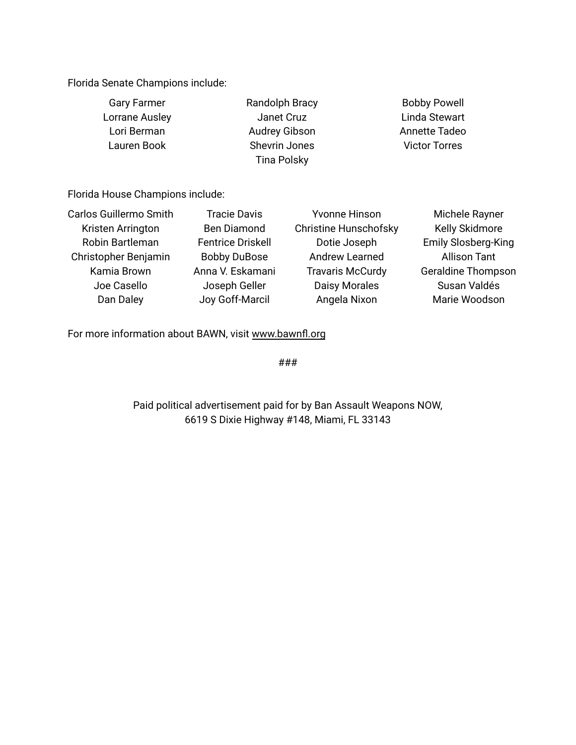Florida Senate Champions include:

| | | |
|---|---|---|
| Gary Farmer | Randolph Bracy | Bobby Powell |
| Lorrane Ausley | Janet Cruz | Linda Stewart |
| Lori Berman | Audrey Gibson | Annette Tadeo |
| Lauren Book | Shevrin Jones | Victor Torres |
| | Tina Polsky | |

Florida House Champions include:

| | | | |
|---|---|---|---|
| Carlos Guillermo Smith | Tracie Davis | Yvonne Hinson | Michele Rayner |
| Kristen Arrington | Ben Diamond | Christine Hunschofsky | Kelly Skidmore |
| Robin Bartleman | Fentrice Driskell | Dotie Joseph | Emily Slosberg-King |
| Christopher Benjamin | Bobby DuBose | Andrew Learned | Allison Tant |
| Kamia Brown | Anna V. Eskamani | Travaris McCurdy | Geraldine Thompson |
| Joe Casello | Joseph Geller | Daisy Morales | Susan Valdés |
| Dan Daley | Joy Goff-Marcil | Angela Nixon | Marie Woodson |

For more information about BAWN, visit www.bawnfl.org

###

Paid political advertisement paid for by Ban Assault Weapons NOW,
6619 S Dixie Highway #148, Miami, FL 33143